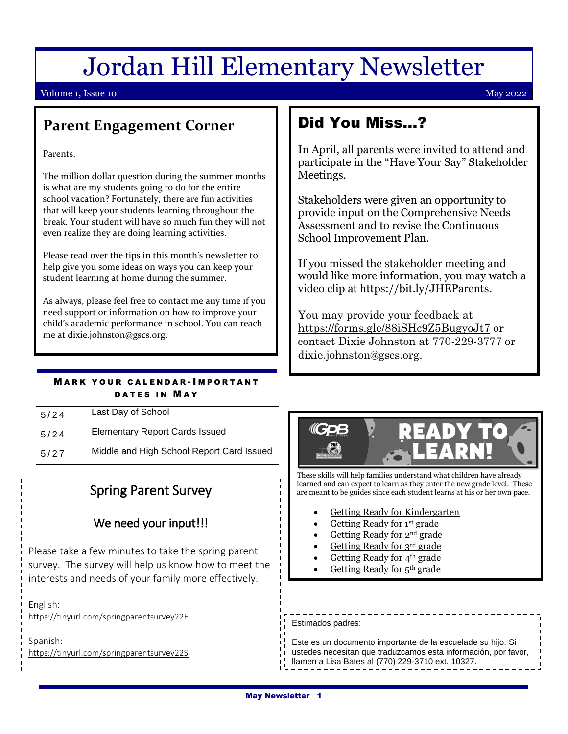# Jordan Hill Elementary Newsletter

Volume 1, Issue 10 May 2022

## Parent Engagement Corner

Parents,

The million dollar question during the summer months is what are my students going to do for the entire school vacation? Fortunately, there are fun activities that will keep your students learning throughout the break. Your student will have so much fun they will not even realize they are doing learning activities.

Please read over the tips in this month's newsletter to help give you some ideas on ways you can keep your student learning at home during the summer.

As always, please feel free to contact me any time if you need support or information on how to improve your child's academic performance in school. You can reach me at dixie.johnston@gscs.org.

### Mark your calendar-Important dates in May

| | |
|---|---|
| 5/24 | Last Day of School |
| 5/24 | Elementary Report Cards Issued |
| 5/27 | Middle and High School Report Card Issued |

## Spring Parent Survey

### We need your input!!!

Please take a few minutes to take the spring parent survey. The survey will help us know how to meet the interests and needs of your family more effectively.

English:
https://tinyurl.com/springparentsurvey22E

Spanish:
https://tinyurl.com/springparentsurvey22S

## Did You Miss…?

In April, all parents were invited to attend and participate in the "Have Your Say" Stakeholder Meetings.

Stakeholders were given an opportunity to provide input on the Comprehensive Needs Assessment and to revise the Continuous School Improvement Plan.

If you missed the stakeholder meeting and would like more information, you may watch a video clip at https://bit.ly/JHEParents.

You may provide your feedback at https://forms.gle/88iSHc9Z5BugyoJt7 or contact Dixie Johnston at 770-229-3777 or dixie.johnston@gscs.org.

## GPB Ready to Learn!

These skills will help families understand what children have already learned and can expect to learn as they enter the new grade level. These are meant to be guides since each student learns at his or her own pace.

- Getting Ready for Kindergarten
- Getting Ready for 1st grade
- Getting Ready for 2nd grade
- Getting Ready for 3rd grade
- Getting Ready for 4th grade
- Getting Ready for 5th grade

Estimados padres:

Este es un documento importante de la escuelade su hijo. Si ustedes necesitan que traduzcamos esta información, por favor, llamen a Lisa Bates al (770) 229-3710 ext. 10327.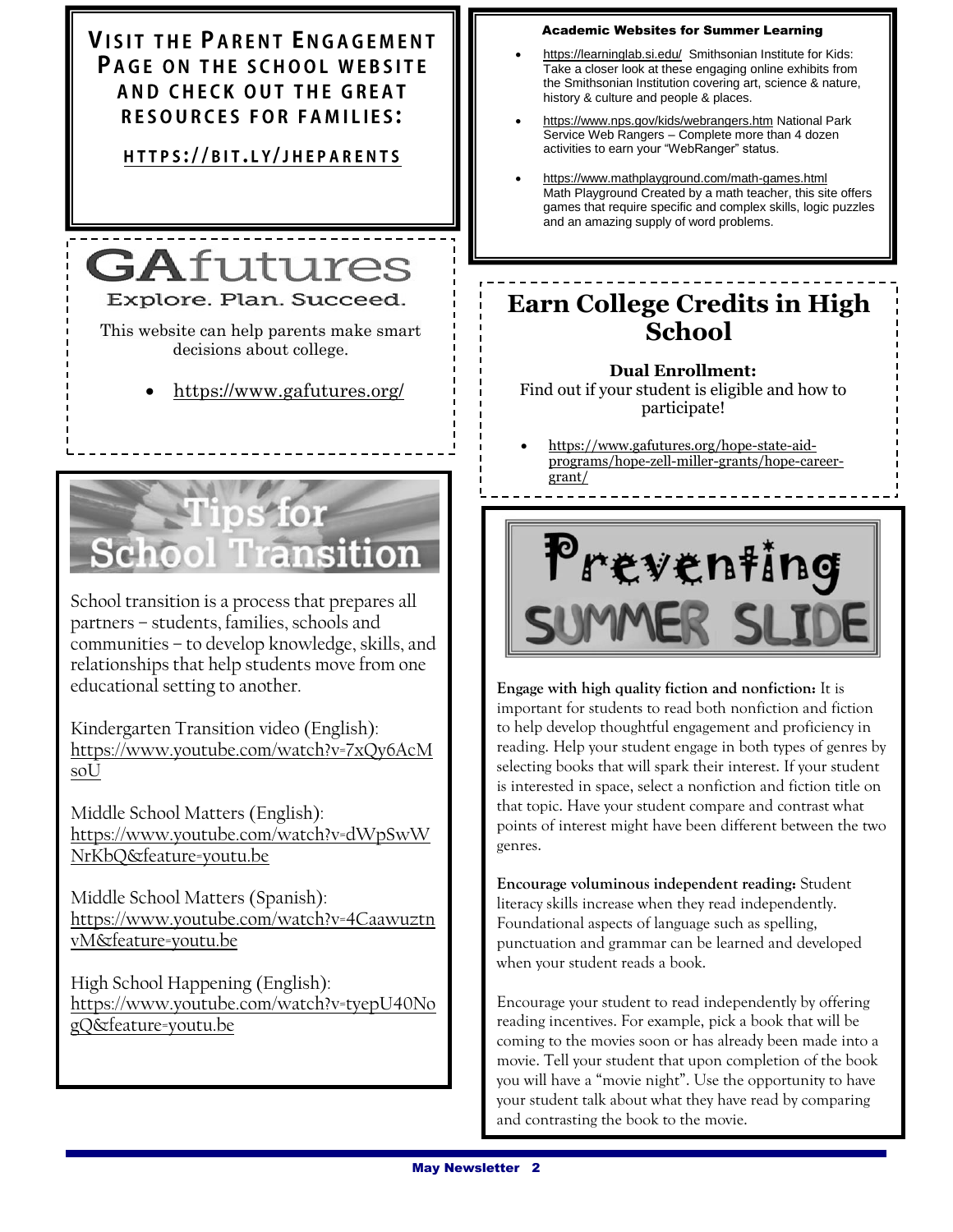## Visit the Parent Engagement Page on the School Website and Check Out the Great Resources for Families:

**https://bit.ly/jheparents**

### GAfutures

Explore. Plan. Succeed.

This website can help parents make smart decisions about college.

- https://www.gafutures.org/

## Tips for School Transition

School transition is a process that prepares all partners – students, families, schools and communities – to develop knowledge, skills, and relationships that help students move from one educational setting to another.

Kindergarten Transition video (English): https://www.youtube.com/watch?v=7xQy6AcMsoU

Middle School Matters (English): https://www.youtube.com/watch?v=dWpSwWNrKbQ&feature=youtu.be

Middle School Matters (Spanish): https://www.youtube.com/watch?v=4CaawuztnvM&feature=youtu.be

High School Happening (English): https://www.youtube.com/watch?v=tyepU40NogQ&feature=youtu.be

### Academic Websites for Summer Learning

- https://learninglab.si.edu/ Smithsonian Institute for Kids: Take a closer look at these engaging online exhibits from the Smithsonian Institution covering art, science & nature, history & culture and people & places.
- https://www.nps.gov/kids/webrangers.htm National Park Service Web Rangers – Complete more than 4 dozen activities to earn your "WebRanger" status.
- https://www.mathplayground.com/math-games.html Math Playground Created by a math teacher, this site offers games that require specific and complex skills, logic puzzles and an amazing supply of word problems.

## Earn College Credits in High School

**Dual Enrollment:**
Find out if your student is eligible and how to participate!

- https://www.gafutures.org/hope-state-aid-programs/hope-zell-miller-grants/hope-career-grant/

## Preventing Summer Slide

**Engage with high quality fiction and nonfiction:** It is important for students to read both nonfiction and fiction to help develop thoughtful engagement and proficiency in reading. Help your student engage in both types of genres by selecting books that will spark their interest. If your student is interested in space, select a nonfiction and fiction title on that topic. Have your student compare and contrast what points of interest might have been different between the two genres.

**Encourage voluminous independent reading:** Student literacy skills increase when they read independently. Foundational aspects of language such as spelling, punctuation and grammar can be learned and developed when your student reads a book.

Encourage your student to read independently by offering reading incentives. For example, pick a book that will be coming to the movies soon or has already been made into a movie. Tell your student that upon completion of the book you will have a "movie night". Use the opportunity to have your student talk about what they have read by comparing and contrasting the book to the movie.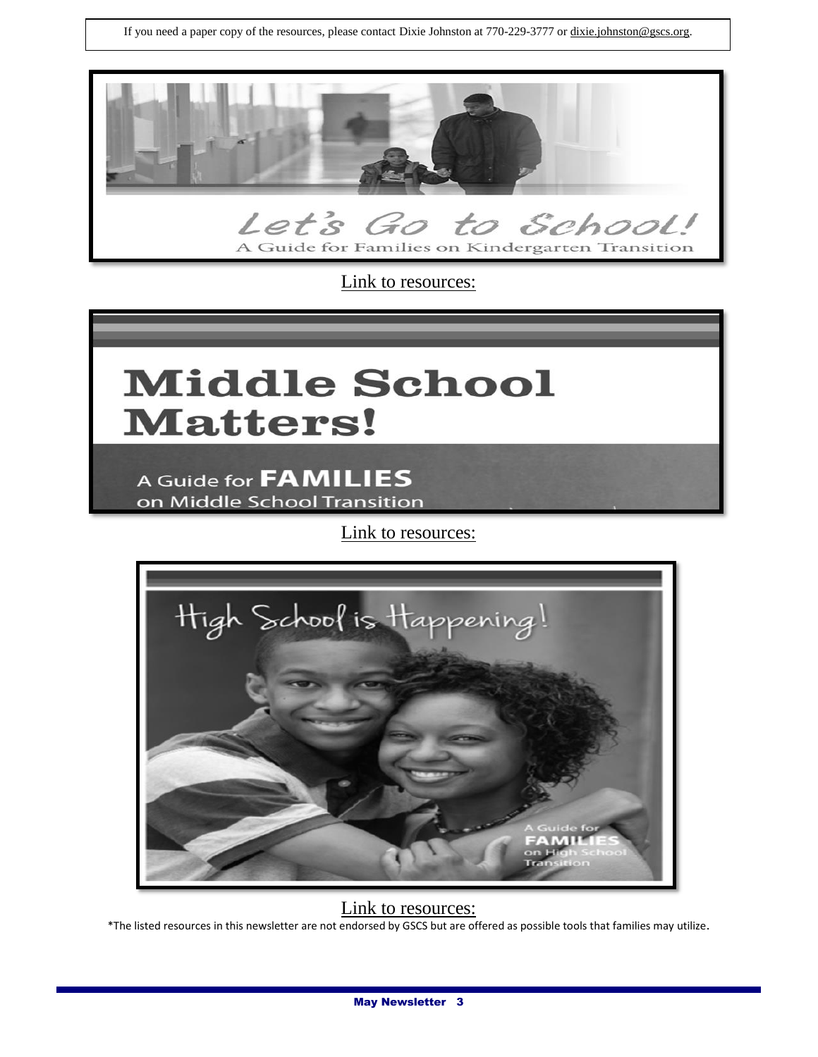If you need a paper copy of the resources, please contact Dixie Johnston at 770-229-3777 or dixie.johnston@gscs.org.

Let's Go to School!

A Guide for Families on Kindergarten Transition

Link to resources:

# Middle School Matters!

A Guide for **FAMILIES** on Middle School Transition

Link to resources:

High School is Happening!

A Guide for **FAMILIES** on High School Transition

Link to resources:

*The listed resources in this newsletter are not endorsed by GSCS but are offered as possible tools that families may utilize.